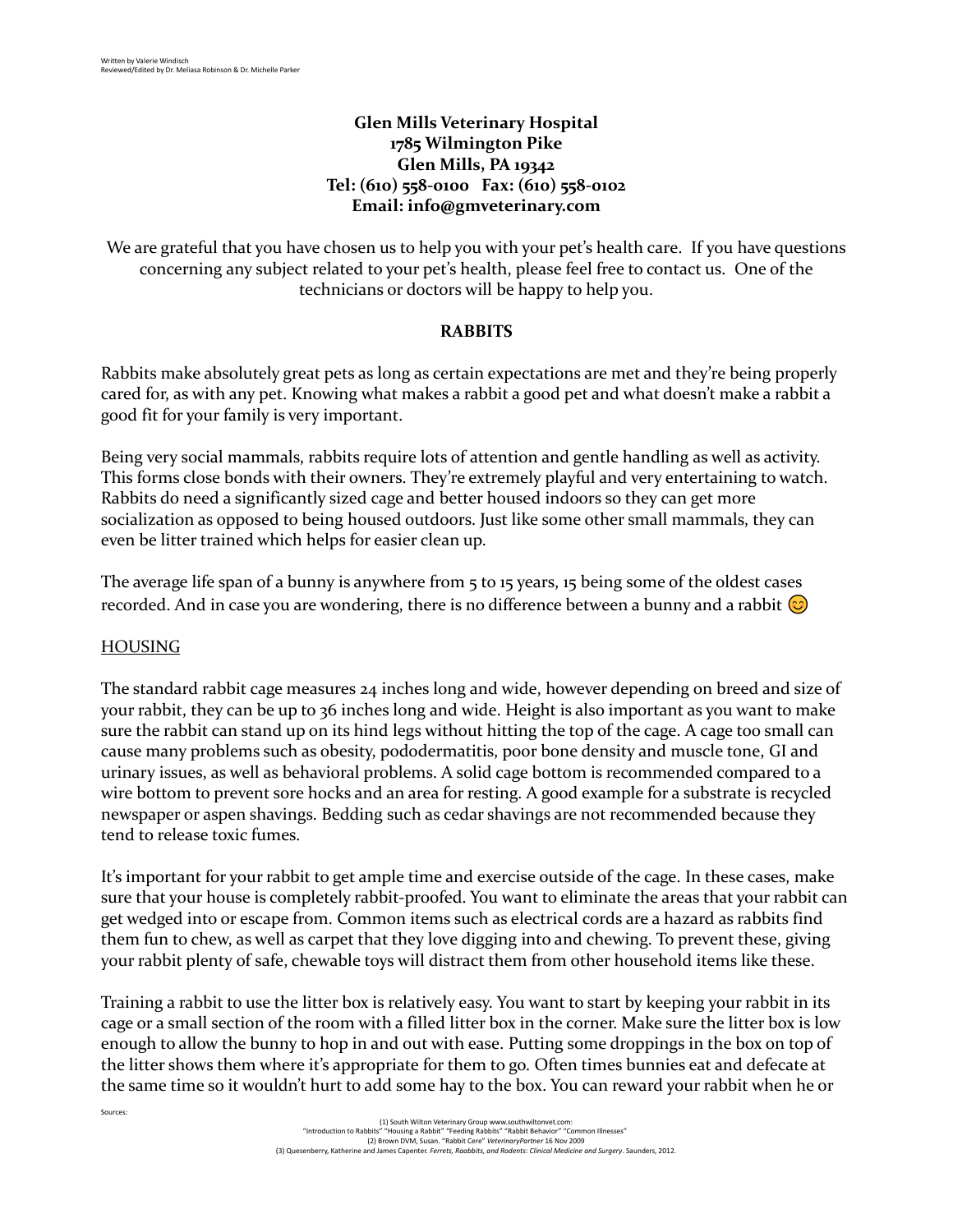Written by Valerie Windisch
Reviewed/Edited by Dr. Meliasa Robinson & Dr. Michelle Parker

**Glen Mills Veterinary Hospital**
**1785 Wilmington Pike**
**Glen Mills, PA 19342**
**Tel: (610) 558-0100 Fax: (610) 558-0102**
**Email: info@gmveterinary.com**

We are grateful that you have chosen us to help you with your pet's health care. If you have questions concerning any subject related to your pet's health, please feel free to contact us. One of the technicians or doctors will be happy to help you.

## RABBITS

Rabbits make absolutely great pets as long as certain expectations are met and they're being properly cared for, as with any pet. Knowing what makes a rabbit a good pet and what doesn't make a rabbit a good fit for your family is very important.

Being very social mammals, rabbits require lots of attention and gentle handling as well as activity. This forms close bonds with their owners. They're extremely playful and very entertaining to watch. Rabbits do need a significantly sized cage and better housed indoors so they can get more socialization as opposed to being housed outdoors. Just like some other small mammals, they can even be litter trained which helps for easier clean up.

The average life span of a bunny is anywhere from 5 to 15 years, 15 being some of the oldest cases recorded. And in case you are wondering, there is no difference between a bunny and a rabbit 😊

### HOUSING

The standard rabbit cage measures 24 inches long and wide, however depending on breed and size of your rabbit, they can be up to 36 inches long and wide. Height is also important as you want to make sure the rabbit can stand up on its hind legs without hitting the top of the cage. A cage too small can cause many problems such as obesity, pododermatitis, poor bone density and muscle tone, GI and urinary issues, as well as behavioral problems. A solid cage bottom is recommended compared to a wire bottom to prevent sore hocks and an area for resting. A good example for a substrate is recycled newspaper or aspen shavings. Bedding such as cedar shavings are not recommended because they tend to release toxic fumes.

It's important for your rabbit to get ample time and exercise outside of the cage. In these cases, make sure that your house is completely rabbit-proofed. You want to eliminate the areas that your rabbit can get wedged into or escape from. Common items such as electrical cords are a hazard as rabbits find them fun to chew, as well as carpet that they love digging into and chewing. To prevent these, giving your rabbit plenty of safe, chewable toys will distract them from other household items like these.

Training a rabbit to use the litter box is relatively easy. You want to start by keeping your rabbit in its cage or a small section of the room with a filled litter box in the corner. Make sure the litter box is low enough to allow the bunny to hop in and out with ease. Putting some droppings in the box on top of the litter shows them where it's appropriate for them to go. Often times bunnies eat and defecate at the same time so it wouldn't hurt to add some hay to the box. You can reward your rabbit when he or

Sources:

(1) South Wilton Veterinary Group www.southwiltonvet.com: "Introduction to Rabbits" "Housing a Rabbit" "Feeding Rabbits" "Rabbit Behavior" "Common Illnesses"
(2) Brown DVM, Susan. "Rabbit Cere" *VeterinaryPartner* 16 Nov 2009
(3) Quesenberry, Katherine and James Capenter. *Ferrets, Raabbits, and Rodents: Clinical Medicine and Surgery*. Saunders, 2012.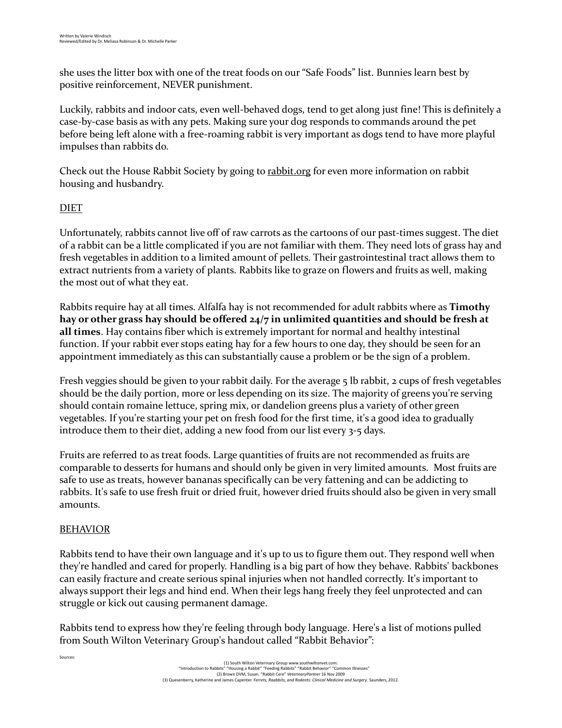she uses the litter box with one of the treat foods on our “Safe Foods” list. Bunnies learn best by positive reinforcement, NEVER punishment.

Luckily, rabbits and indoor cats, even well-behaved dogs, tend to get along just fine! This is definitely a case-by-case basis as with any pets. Making sure your dog responds to commands around the pet before being left alone with a free-roaming rabbit is very important as dogs tend to have more playful impulses than rabbits do.

Check out the House Rabbit Society by going to rabbit.org for even more information on rabbit housing and husbandry.

## DIET

Unfortunately, rabbits cannot live off of raw carrots as the cartoons of our past-times suggest. The diet of a rabbit can be a little complicated if you are not familiar with them. They need lots of grass hay and fresh vegetables in addition to a limited amount of pellets. Their gastrointestinal tract allows them to extract nutrients from a variety of plants. Rabbits like to graze on flowers and fruits as well, making the most out of what they eat.

Rabbits require hay at all times. Alfalfa hay is not recommended for adult rabbits where as **Timothy hay or other grass hay should be offered 24/7 in unlimited quantities and should be fresh at all times**. Hay contains fiber which is extremely important for normal and healthy intestinal function. If your rabbit ever stops eating hay for a few hours to one day, they should be seen for an appointment immediately as this can substantially cause a problem or be the sign of a problem.

Fresh veggies should be given to your rabbit daily. For the average 5 lb rabbit, 2 cups of fresh vegetables should be the daily portion, more or less depending on its size. The majority of greens you're serving should contain romaine lettuce, spring mix, or dandelion greens plus a variety of other green vegetables. If you're starting your pet on fresh food for the first time, it's a good idea to gradually introduce them to their diet, adding a new food from our list every 3-5 days.

Fruits are referred to as treat foods. Large quantities of fruits are not recommended as fruits are comparable to desserts for humans and should only be given in very limited amounts. Most fruits are safe to use as treats, however bananas specifically can be very fattening and can be addicting to rabbits. It's safe to use fresh fruit or dried fruit, however dried fruits should also be given in very small amounts.

## BEHAVIOR

Rabbits tend to have their own language and it's up to us to figure them out. They respond well when they're handled and cared for properly. Handling is a big part of how they behave. Rabbits' backbones can easily fracture and create serious spinal injuries when not handled correctly. It's important to always support their legs and hind end. When their legs hang freely they feel unprotected and can struggle or kick out causing permanent damage.

Rabbits tend to express how they're feeling through body language. Here's a list of motions pulled from South Wilton Veterinary Group's handout called “Rabbit Behavior”:

Sources:

(1) South Wilton Veterinary Group www.southwiltonvet.com: “Introduction to Rabbits” “Housing a Rabbit” “Feeding Rabbits” “Rabbit Behavior” “Common Illnesses”
(2) Brown DVM, Susan. “Rabbit Cere” *VeterinaryPartner* 16 Nov 2009
(3) Quesenberry, Katherine and James Capenter. *Ferrets, Raabbits, and Rodents: Clinical Medicine and Surgery*. Saunders, 2012.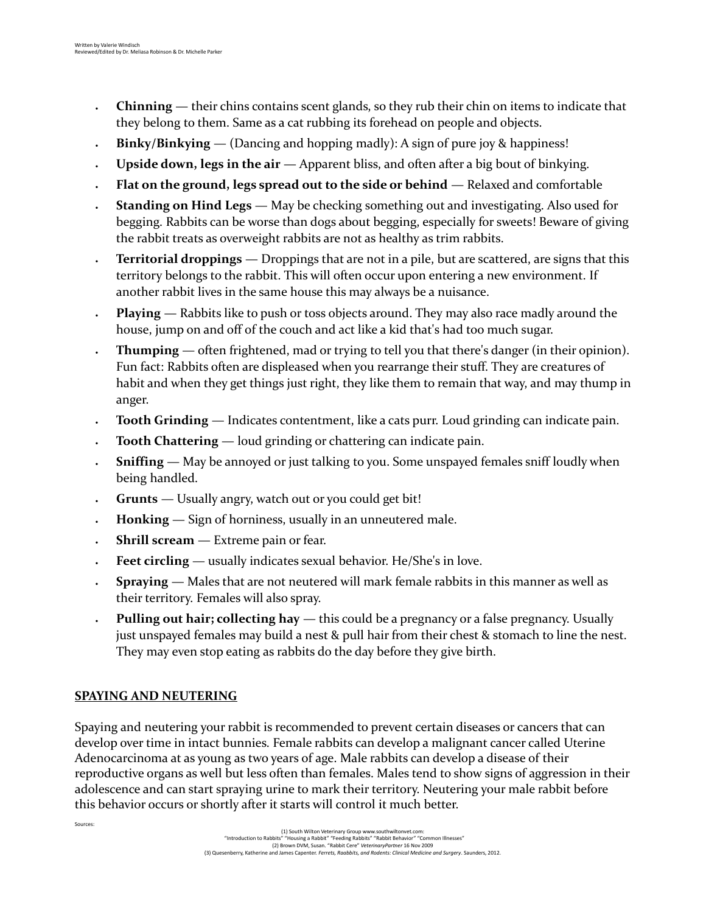- **Chinning** — their chins contains scent glands, so they rub their chin on items to indicate that they belong to them. Same as a cat rubbing its forehead on people and objects.
- **Binky/Binkying** — (Dancing and hopping madly): A sign of pure joy & happiness!
- **Upside down, legs in the air** — Apparent bliss, and often after a big bout of binkying.
- **Flat on the ground, legs spread out to the side or behind** — Relaxed and comfortable
- **Standing on Hind Legs** — May be checking something out and investigating. Also used for begging. Rabbits can be worse than dogs about begging, especially for sweets! Beware of giving the rabbit treats as overweight rabbits are not as healthy as trim rabbits.
- **Territorial droppings** — Droppings that are not in a pile, but are scattered, are signs that this territory belongs to the rabbit. This will often occur upon entering a new environment. If another rabbit lives in the same house this may always be a nuisance.
- **Playing** — Rabbits like to push or toss objects around. They may also race madly around the house, jump on and off of the couch and act like a kid that's had too much sugar.
- **Thumping** — often frightened, mad or trying to tell you that there's danger (in their opinion). Fun fact: Rabbits often are displeased when you rearrange their stuff. They are creatures of habit and when they get things just right, they like them to remain that way, and may thump in anger.
- **Tooth Grinding** — Indicates contentment, like a cats purr. Loud grinding can indicate pain.
- **Tooth Chattering** — loud grinding or chattering can indicate pain.
- **Sniffing** — May be annoyed or just talking to you. Some unspayed females sniff loudly when being handled.
- **Grunts** — Usually angry, watch out or you could get bit!
- **Honking** — Sign of horniness, usually in an unneutered male.
- **Shrill scream** — Extreme pain or fear.
- **Feet circling** — usually indicates sexual behavior. He/She's in love.
- **Spraying** — Males that are not neutered will mark female rabbits in this manner as well as their territory. Females will also spray.
- **Pulling out hair; collecting hay** — this could be a pregnancy or a false pregnancy. Usually just unspayed females may build a nest & pull hair from their chest & stomach to line the nest. They may even stop eating as rabbits do the day before they give birth.

## SPAYING AND NEUTERING

Spaying and neutering your rabbit is recommended to prevent certain diseases or cancers that can develop over time in intact bunnies. Female rabbits can develop a malignant cancer called Uterine Adenocarcinoma at as young as two years of age. Male rabbits can develop a disease of their reproductive organs as well but less often than females. Males tend to show signs of aggression in their adolescence and can start spraying urine to mark their territory. Neutering your male rabbit before this behavior occurs or shortly after it starts will control it much better.

Sources:

(1) South Wilton Veterinary Group www.southwiltonvet.com: "Introduction to Rabbits" "Housing a Rabbit" "Feeding Rabbits" "Rabbit Behavior" "Common Illnesses"

(2) Brown DVM, Susan. "Rabbit Cere" *VeterinaryPartner* 16 Nov 2009

(3) Quesenberry, Katherine and James Capenter. *Ferrets, Raabbits, and Rodents: Clinical Medicine and Surgery*. Saunders, 2012.